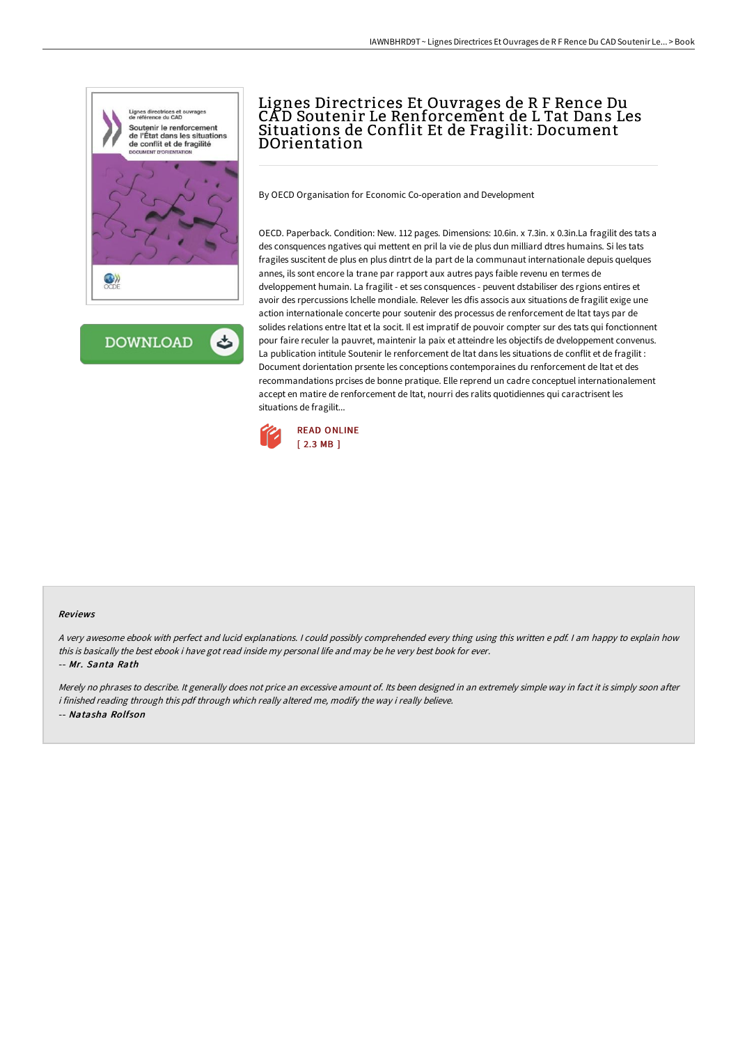# Lignes Directrices Et Ouvrages de R F Rence Du CAD Soutenir Le Renforcement de L Tat Dans Les Situations de Conflit Et de Fragilit: Document DOrientation

By OECD Organisation for Economic Co-operation and Development

OECD. Paperback. Condition: New. 112 pages. Dimensions: 10.6in. x 7.3in. x 0.3in.La fragilit des tats a des consquences ngatives qui mettent en pril la vie de plus dun milliard dtres humains. Si les tats fragiles suscitent de plus en plus dintrt de la part de la communaut internationale depuis quelques annes, ils sont encore la trane par rapport aux autres pays faible revenu en termes de dveloppement humain. La fragilit - et ses consquences - peuvent dstabiliser des rgions entires et avoir des rpercussions lchelle mondiale. Relever les dfis associs aux situations de fragilit exige une action internationale concerte pour soutenir des processus de renforcement de ltat tays par de solides relations entre ltat et la socit. Il est impratif de pouvoir compter sur des tats qui fonctionnent pour faire reculer la pauvret, maintenir la paix et atteindre les objectifs de dveloppement convenus. La publication intitule Soutenir le renforcement de ltat dans les situations de conflit et de fragilit : Document dorientation prsente les conceptions contemporaines du renforcement de ltat et des recommandations prcises de bonne pratique. Elle reprend un cadre conceptuel internationalement accept en matire de renforcement de ltat, nourri des ralits quotidiennes qui caractrisent les situations de fragilit...

READ ONLINE
[ 2.3 MB ]

### Reviews

*A very awesome ebook with perfect and lucid explanations. I could possibly comprehended every thing using this written e pdf. I am happy to explain how this is basically the best ebook i have got read inside my personal life and may be he very best book for ever.*

-- *Mr. Santa Rath*

*Merely no phrases to describe. It generally does not price an excessive amount of. Its been designed in an extremely simple way in fact it is simply soon after i finished reading through this pdf through which really altered me, modify the way i really believe.*

-- *Natasha Rolfson*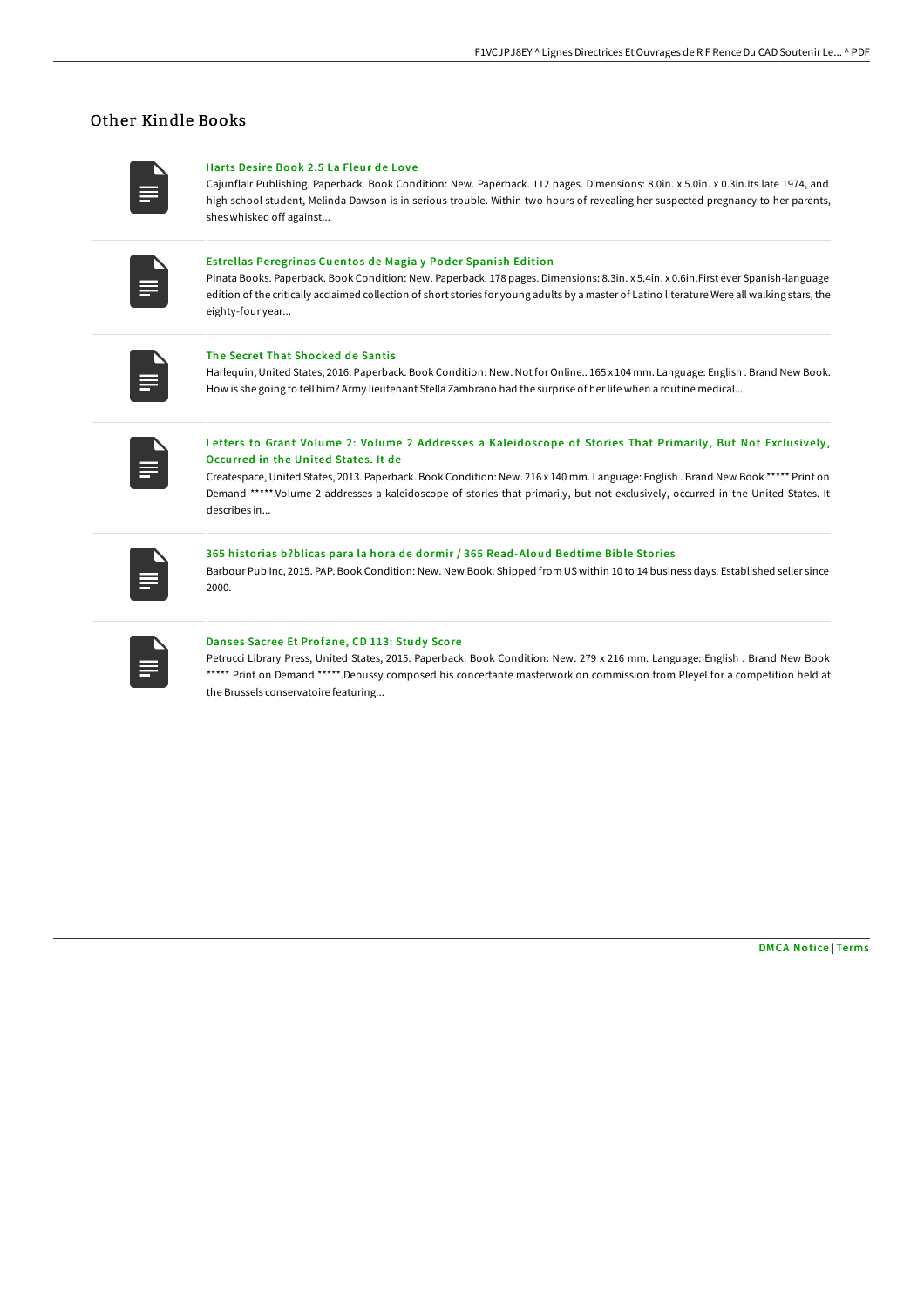## Other Kindle Books

### Harts Desire Book 2.5 La Fleur de Love

Cajunflair Publishing. Paperback. Book Condition: New. Paperback. 112 pages. Dimensions: 8.0in. x 5.0in. x 0.3in.Its late 1974, and high school student, Melinda Dawson is in serious trouble. Within two hours of revealing her suspected pregnancy to her parents, shes whisked off against...

### Estrellas Peregrinas Cuentos de Magia y Poder Spanish Edition

Pinata Books. Paperback. Book Condition: New. Paperback. 178 pages. Dimensions: 8.3in. x 5.4in. x 0.6in.First ever Spanish-language edition of the critically acclaimed collection of short stories for young adults by a master of Latino literature Were all walking stars, the eighty-four year...

### The Secret That Shocked de Santis

Harlequin, United States, 2016. Paperback. Book Condition: New. Not for Online.. 165 x 104 mm. Language: English . Brand New Book. How is she going to tell him? Army lieutenant Stella Zambrano had the surprise of her life when a routine medical...

### Letters to Grant Volume 2: Volume 2 Addresses a Kaleidoscope of Stories That Primarily, But Not Exclusively, Occurred in the United States. It de

Createspace, United States, 2013. Paperback. Book Condition: New. 216 x 140 mm. Language: English . Brand New Book ***** Print on Demand *****.Volume 2 addresses a kaleidoscope of stories that primarily, but not exclusively, occurred in the United States. It describes in...

### 365 historias b?blicas para la hora de dormir / 365 Read-Aloud Bedtime Bible Stories

Barbour Pub Inc, 2015. PAP. Book Condition: New. New Book. Shipped from US within 10 to 14 business days. Established seller since 2000.

### Danses Sacree Et Profane, CD 113: Study Score

Petrucci Library Press, United States, 2015. Paperback. Book Condition: New. 279 x 216 mm. Language: English . Brand New Book ***** Print on Demand *****.Debussy composed his concertante masterwork on commission from Pleyel for a competition held at the Brussels conservatoire featuring...